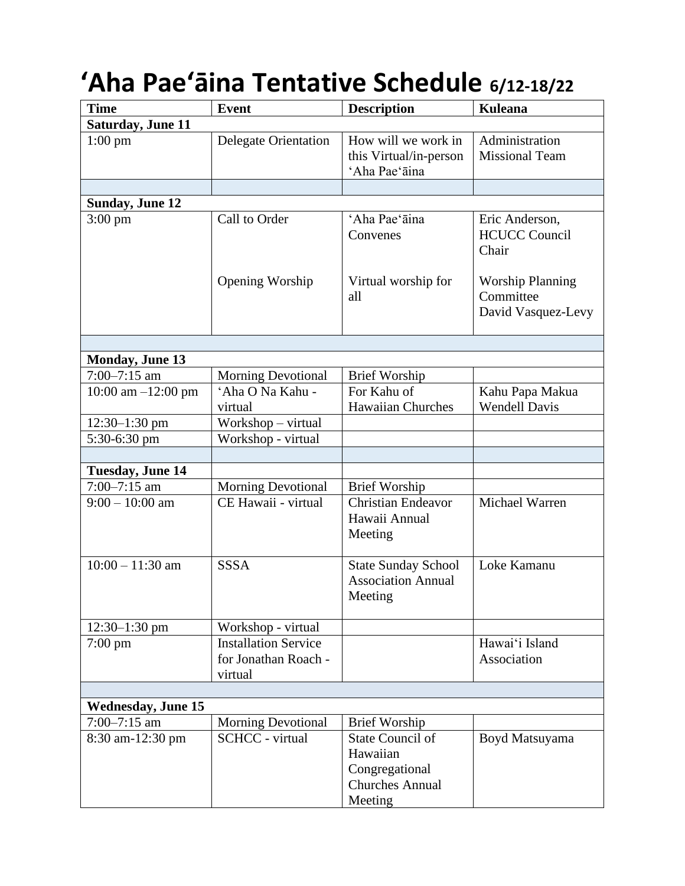# ‘Aha Pae‘āina Tentative Schedule 6/12-18/22

| Time | Event | Description | Kuleana |
|---|---|---|---|
| **Saturday, June 11** | | | |
| 1:00 pm | Delegate Orientation | How will we work in this Virtual/in-person ‘Aha Pae‘āina | Administration Missional Team |
| | | | |
| **Sunday, June 12** | | | |
| 3:00 pm | Call to Order<br><br>Opening Worship | ‘Aha Pae‘āina Convenes<br><br>Virtual worship for all | Eric Anderson, HCUCC Council Chair<br><br>Worship Planning Committee<br>David Vasquez-Levy |
| | | | |
| **Monday, June 13** | | | |
| 7:00–7:15 am | Morning Devotional | Brief Worship | |
| 10:00 am –12:00 pm | ‘Aha O Na Kahu - virtual | For Kahu of Hawaiian Churches | Kahu Papa Makua Wendell Davis |
| 12:30–1:30 pm | Workshop – virtual | | |
| 5:30-6:30 pm | Workshop - virtual | | |
| | | | |
| **Tuesday, June 14** | | | |
| 7:00–7:15 am | Morning Devotional | Brief Worship | |
| 9:00 – 10:00 am | CE Hawaii - virtual | Christian Endeavor Hawaii Annual Meeting | Michael Warren |
| 10:00 – 11:30 am | SSSA | State Sunday School Association Annual Meeting | Loke Kamanu |
| 12:30–1:30 pm | Workshop - virtual | | |
| 7:00 pm | Installation Service for Jonathan Roach - virtual | | Hawai‘i Island Association |
| | | | |
| **Wednesday, June 15** | | | |
| 7:00–7:15 am | Morning Devotional | Brief Worship | |
| 8:30 am-12:30 pm | SCHCC - virtual | State Council of Hawaiian Congregational Churches Annual Meeting | Boyd Matsuyama |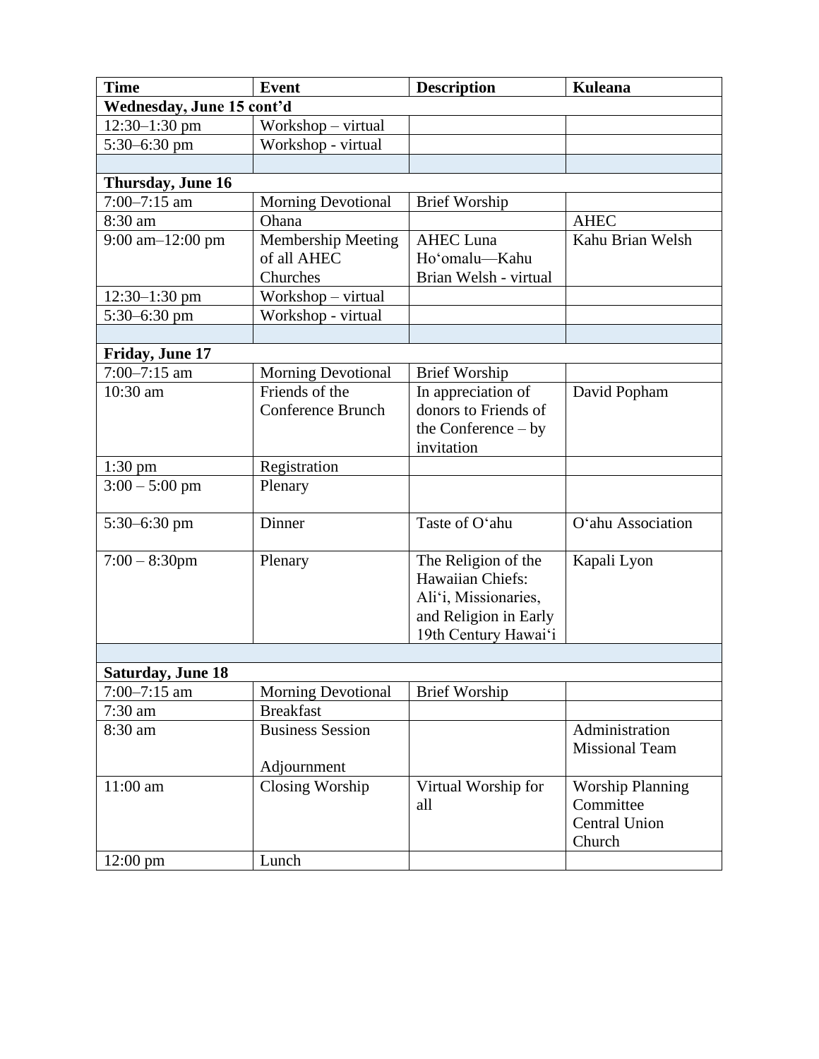| Time | Event | Description | Kuleana |
|---|---|---|---|
| **Wednesday, June 15 cont'd** | | | |
| 12:30–1:30 pm | Workshop – virtual | | |
| 5:30–6:30 pm | Workshop - virtual | | |
| | | | |
| **Thursday, June 16** | | | |
| 7:00–7:15 am | Morning Devotional | Brief Worship | |
| 8:30 am | Ohana | | AHEC |
| 9:00 am–12:00 pm | Membership Meeting of all AHEC Churches | AHEC Luna Hoʻomalu—Kahu Brian Welsh - virtual | Kahu Brian Welsh |
| 12:30–1:30 pm | Workshop – virtual | | |
| 5:30–6:30 pm | Workshop - virtual | | |
| | | | |
| **Friday, June 17** | | | |
| 7:00–7:15 am | Morning Devotional | Brief Worship | |
| 10:30 am | Friends of the Conference Brunch | In appreciation of donors to Friends of the Conference – by invitation | David Popham |
| 1:30 pm | Registration | | |
| 3:00 – 5:00 pm | Plenary | | |
| 5:30–6:30 pm | Dinner | Taste of Oʻahu | Oʻahu Association |
| 7:00 – 8:30pm | Plenary | The Religion of the Hawaiian Chiefs: Aliʻi, Missionaries, and Religion in Early 19th Century Hawaiʻi | Kapali Lyon |
| | | | |
| **Saturday, June 18** | | | |
| 7:00–7:15 am | Morning Devotional | Brief Worship | |
| 7:30 am | Breakfast | | |
| 8:30 am | Business Session<br><br>Adjournment | | Administration Missional Team |
| 11:00 am | Closing Worship | Virtual Worship for all | Worship Planning Committee<br>Central Union Church |
| 12:00 pm | Lunch | | |